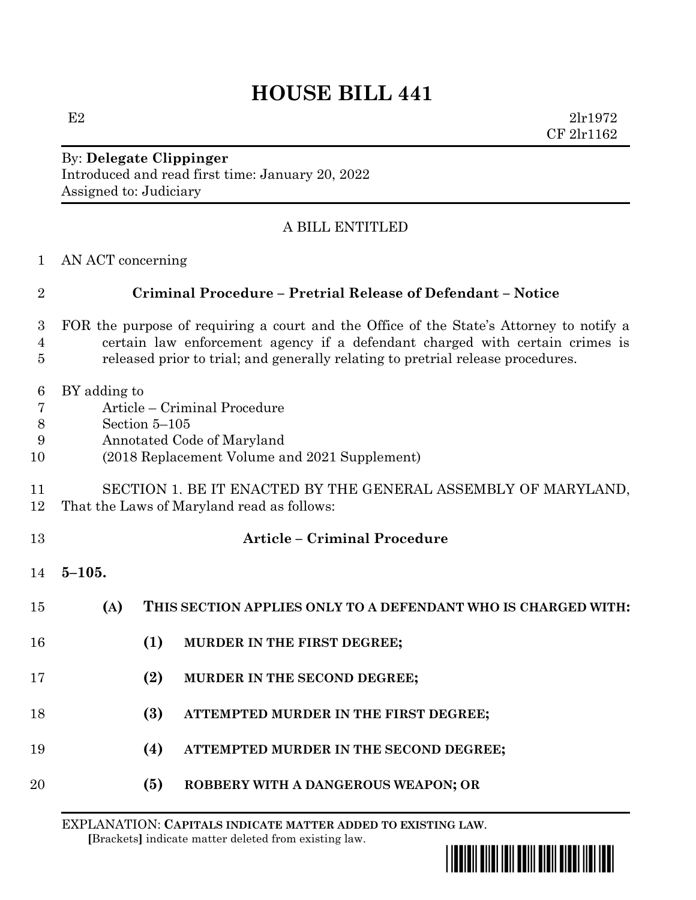# HOUSE BILL 441

E2 2lr1972
CF 2lr1162

By: **Delegate Clippinger**
Introduced and read first time: January 20, 2022
Assigned to: Judiciary

A BILL ENTITLED

1 AN ACT concerning

2 **Criminal Procedure – Pretrial Release of Defendant – Notice**

3 FOR the purpose of requiring a court and the Office of the State's Attorney to notify a
4 certain law enforcement agency if a defendant charged with certain crimes is
5 released prior to trial; and generally relating to pretrial release procedures.

6 BY adding to
7 Article – Criminal Procedure
8 Section 5–105
9 Annotated Code of Maryland
10 (2018 Replacement Volume and 2021 Supplement)

11 SECTION 1. BE IT ENACTED BY THE GENERAL ASSEMBLY OF MARYLAND,
12 That the Laws of Maryland read as follows:

13 **Article – Criminal Procedure**

14 **5–105.**

15 **(A) THIS SECTION APPLIES ONLY TO A DEFENDANT WHO IS CHARGED WITH:**

16 **(1) MURDER IN THE FIRST DEGREE;**

17 **(2) MURDER IN THE SECOND DEGREE;**

18 **(3) ATTEMPTED MURDER IN THE FIRST DEGREE;**

19 **(4) ATTEMPTED MURDER IN THE SECOND DEGREE;**

20 **(5) ROBBERY WITH A DANGEROUS WEAPON; OR**

EXPLANATION: **CAPITALS INDICATE MATTER ADDED TO EXISTING LAW.**
**[**Brackets**]** indicate matter deleted from existing law.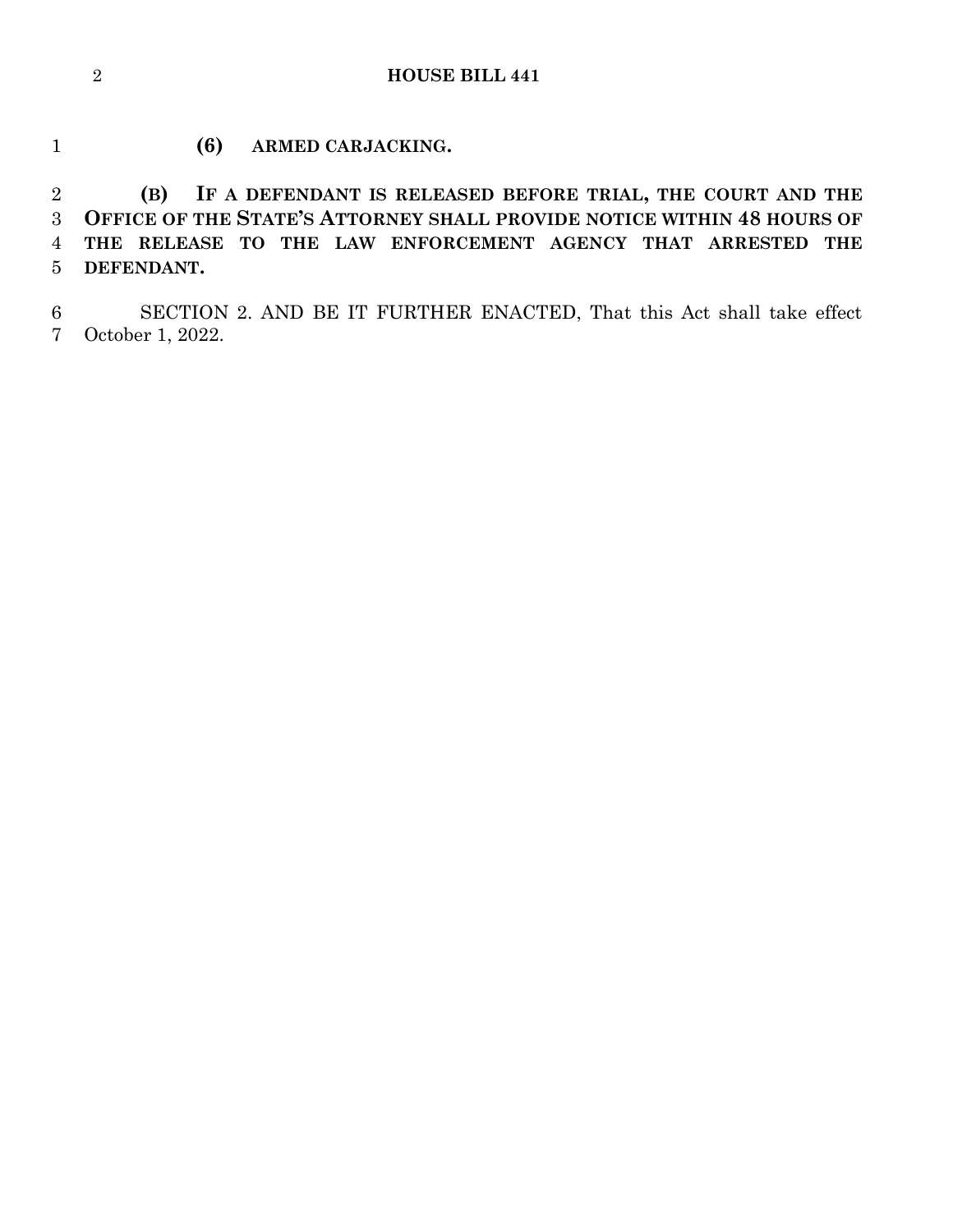**(6) ARMED CARJACKING.**

**(B) IF A DEFENDANT IS RELEASED BEFORE TRIAL, THE COURT AND THE OFFICE OF THE STATE'S ATTORNEY SHALL PROVIDE NOTICE WITHIN 48 HOURS OF THE RELEASE TO THE LAW ENFORCEMENT AGENCY THAT ARRESTED THE DEFENDANT.**

SECTION 2. AND BE IT FURTHER ENACTED, That this Act shall take effect October 1, 2022.